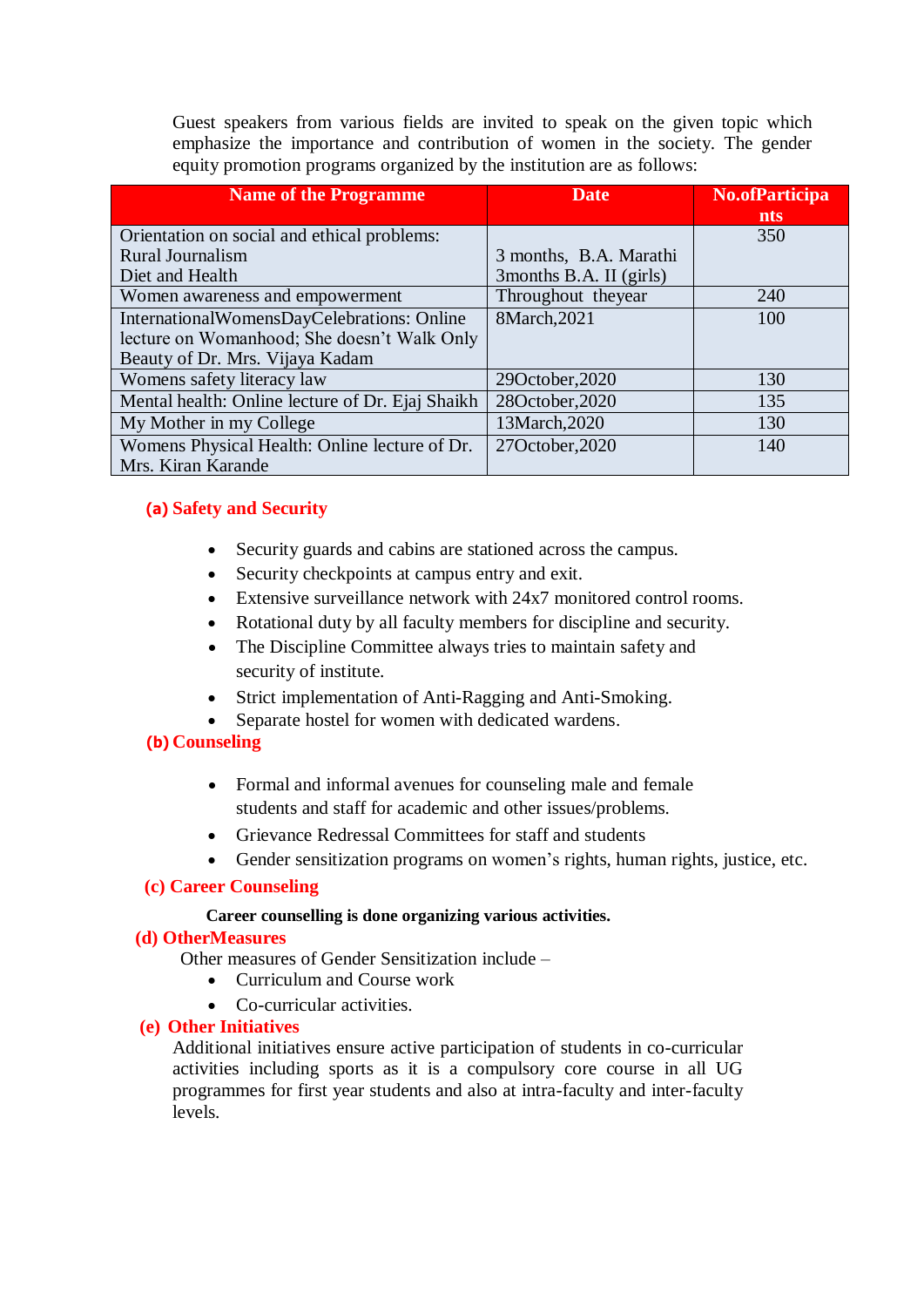Guest speakers from various fields are invited to speak on the given topic which emphasize the importance and contribution of women in the society. The gender equity promotion programs organized by the institution are as follows:

| Name of the Programme | Date | No.ofParticipants |
|---|---|---|
| Orientation on social and ethical problems: Rural Journalism Diet and Health | 3 months, B.A. Marathi 3months B.A. II (girls) | 350 |
| Women awareness and empowerment | Throughout theyear | 240 |
| InternationalWomensDayCelebrations: Online lecture on Womanhood; She doesn't Walk Only Beauty of Dr. Mrs. Vijaya Kadam | 8March,2021 | 100 |
| Womens safety literacy law | 29October,2020 | 130 |
| Mental health: Online lecture of Dr. Ejaj Shaikh | 28October,2020 | 135 |
| My Mother in my College | 13March,2020 | 130 |
| Womens Physical Health: Online lecture of Dr. Mrs. Kiran Karande | 27October,2020 | 140 |

### (a) Safety and Security

- Security guards and cabins are stationed across the campus.
- Security checkpoints at campus entry and exit.
- Extensive surveillance network with 24x7 monitored control rooms.
- Rotational duty by all faculty members for discipline and security.
- The Discipline Committee always tries to maintain safety and security of institute.
- Strict implementation of Anti-Ragging and Anti-Smoking.
- Separate hostel for women with dedicated wardens.

### (b) Counseling

- Formal and informal avenues for counseling male and female students and staff for academic and other issues/problems.
- Grievance Redressal Committees for staff and students
- Gender sensitization programs on women's rights, human rights, justice, etc.

### (c) Career Counseling

**Career counselling is done organizing various activities.**

### (d) OtherMeasures

Other measures of Gender Sensitization include –

- Curriculum and Course work
- Co-curricular activities.

### (e) Other Initiatives

Additional initiatives ensure active participation of students in co-curricular activities including sports as it is a compulsory core course in all UG programmes for first year students and also at intra-faculty and inter-faculty levels.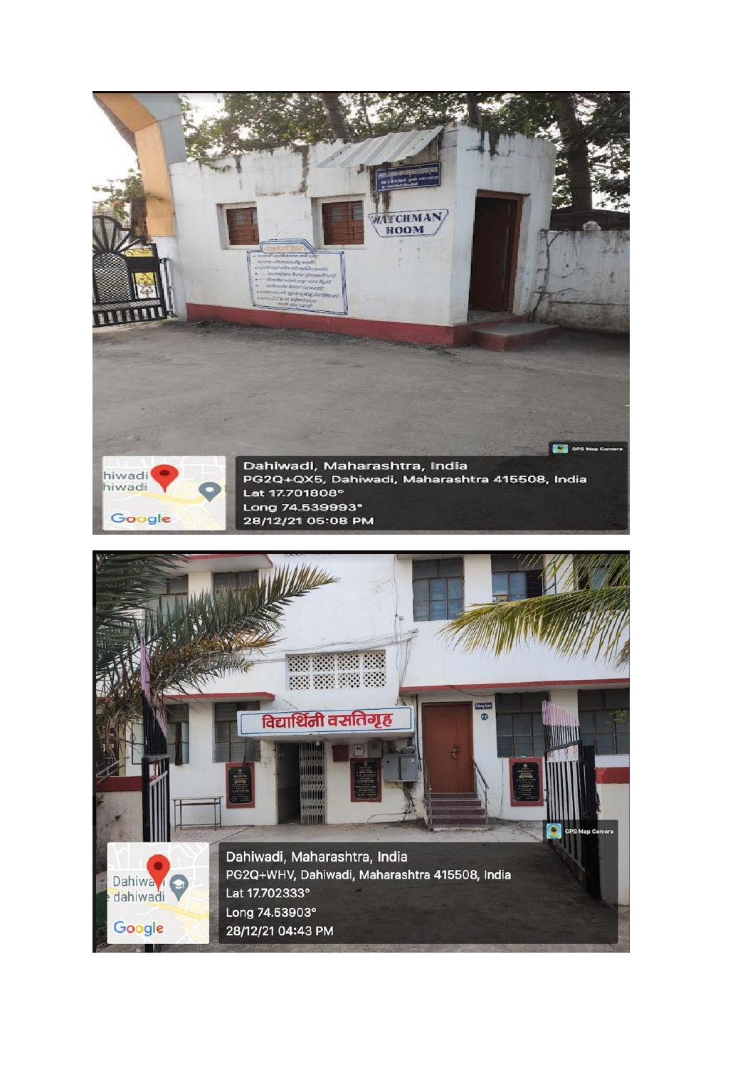WATCHMAN ROOM

GPS Map Camera

Dahiwadi, Maharashtra, India
PG2Q+QX5, Dahiwadi, Maharashtra 415508, India
Lat 17.701808°
Long 74.539993°
28/12/21 05:08 PM

विद्यार्थिनी वसतिगृह

GPS Map Camera

Dahiwadi, Maharashtra, India
PG2Q+WHV, Dahiwadi, Maharashtra 415508, India
Lat 17.702333°
Long 74.53903°
28/12/21 04:43 PM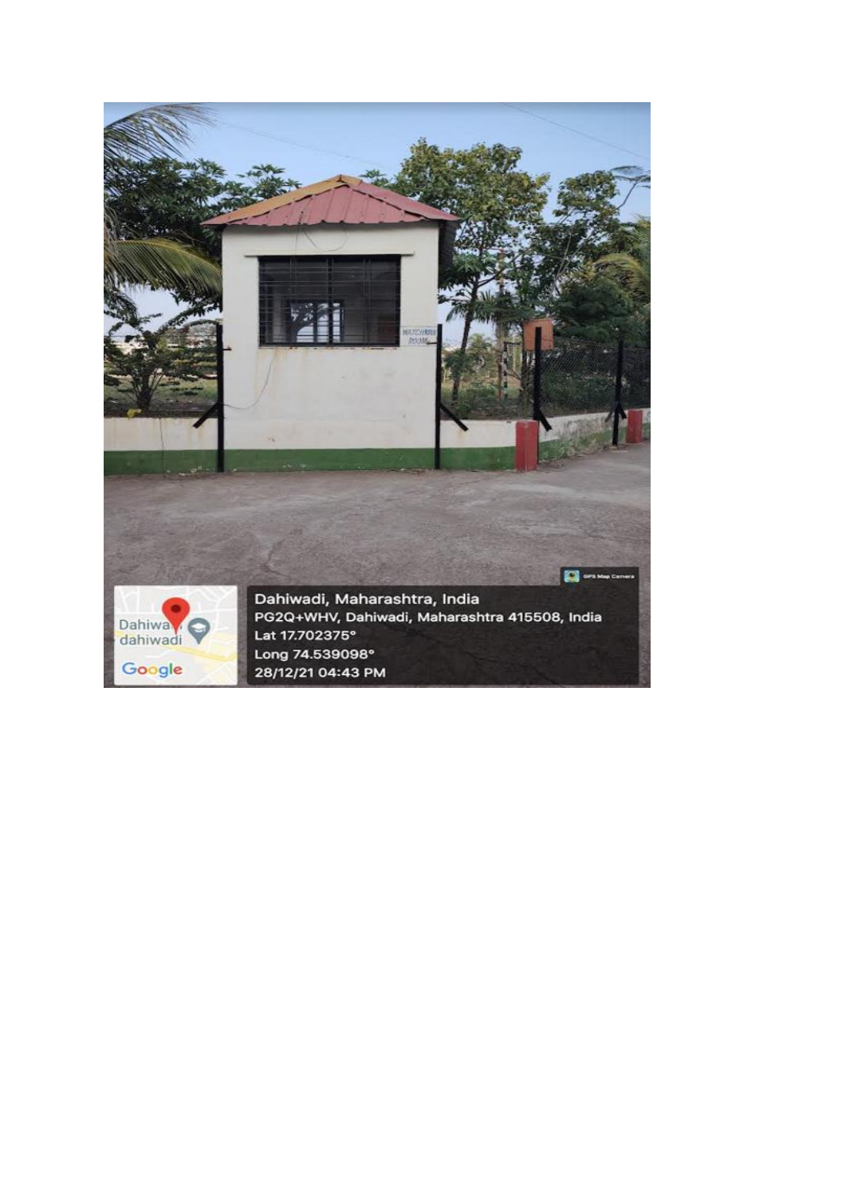Dahiwadi, Maharashtra, India

PG2Q+WHV, Dahiwadi, Maharashtra 415508, India

Lat 17.702375°

Long 74.539098°

28/12/21 04:43 PM